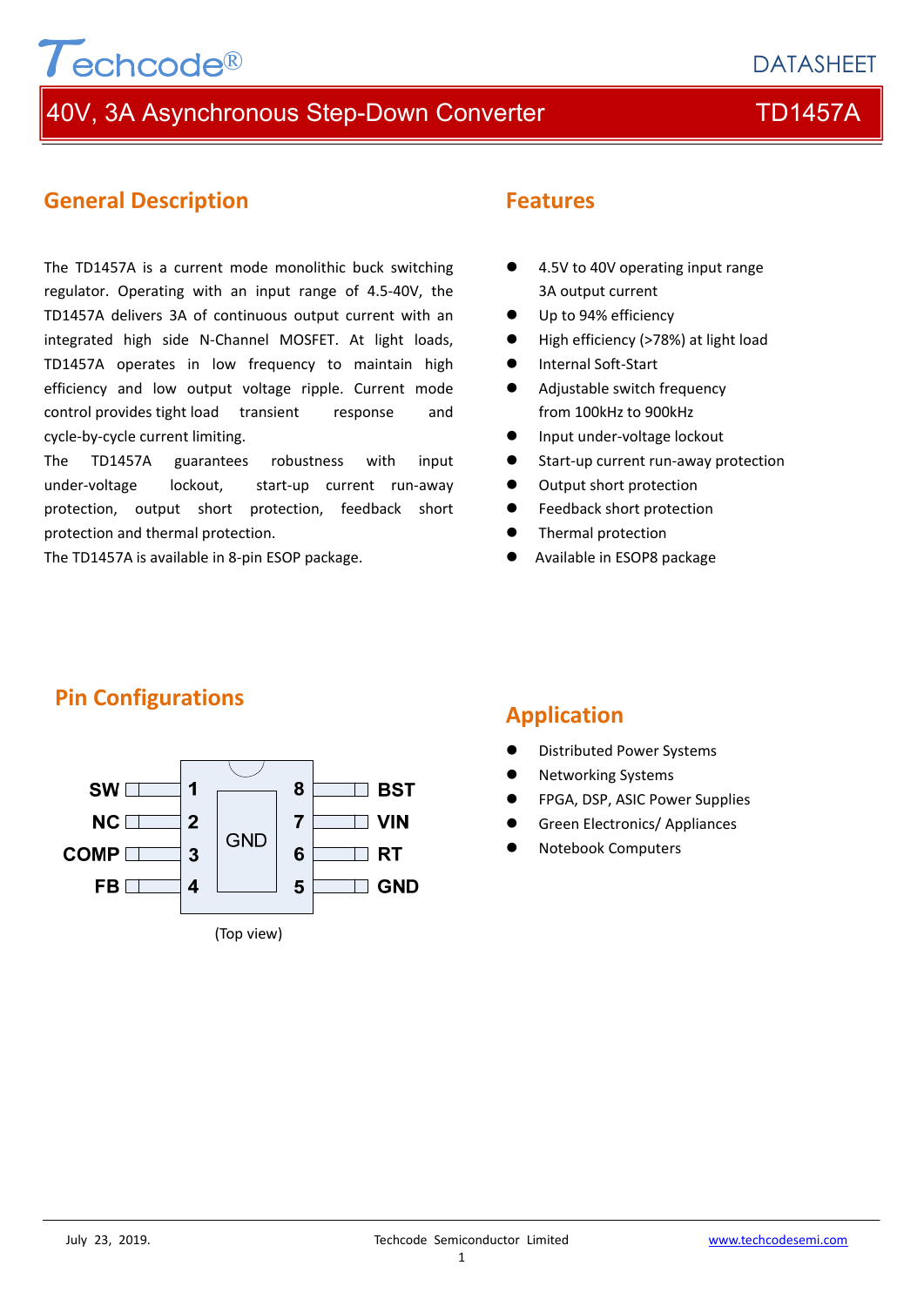# 40V, 3A Asynchronous Step-Down Converter — TD1457A

## General Description

The TD1457A is a current mode monolithic buck switching regulator. Operating with an input range of 4.5-40V, the TD1457A delivers 3A of continuous output current with an integrated high side N-Channel MOSFET. At light loads, TD1457A operates in low frequency to maintain high efficiency and low output voltage ripple. Current mode control provides tight load transient response and cycle-by-cycle current limiting.

The TD1457A guarantees robustness with input under-voltage lockout, start-up current run-away protection, output short protection, feedback short protection and thermal protection.

The TD1457A is available in 8-pin ESOP package.

## Features

- 4.5V to 40V operating input range
  3A output current
- Up to 94% efficiency
- High efficiency (>78%) at light load
- Internal Soft-Start
- Adjustable switch frequency
  from 100kHz to 900kHz
- Input under-voltage lockout
- Start-up current run-away protection
- Output short protection
- Feedback short protection
- Thermal protection
- Available in ESOP8 package

## Pin Configurations

| Pin | Name | Pin | Name |
|---|---|---|---|
| 1 | SW | 8 | BST |
| 2 | NC | 7 | VIN |
| 3 | COMP | 6 | RT |
| 4 | FB | 5 | GND |

Exposed pad: GND

(Top view)

## Application

- Distributed Power Systems
- Networking Systems
- FPGA, DSP, ASIC Power Supplies
- Green Electronics/ Appliances
- Notebook Computers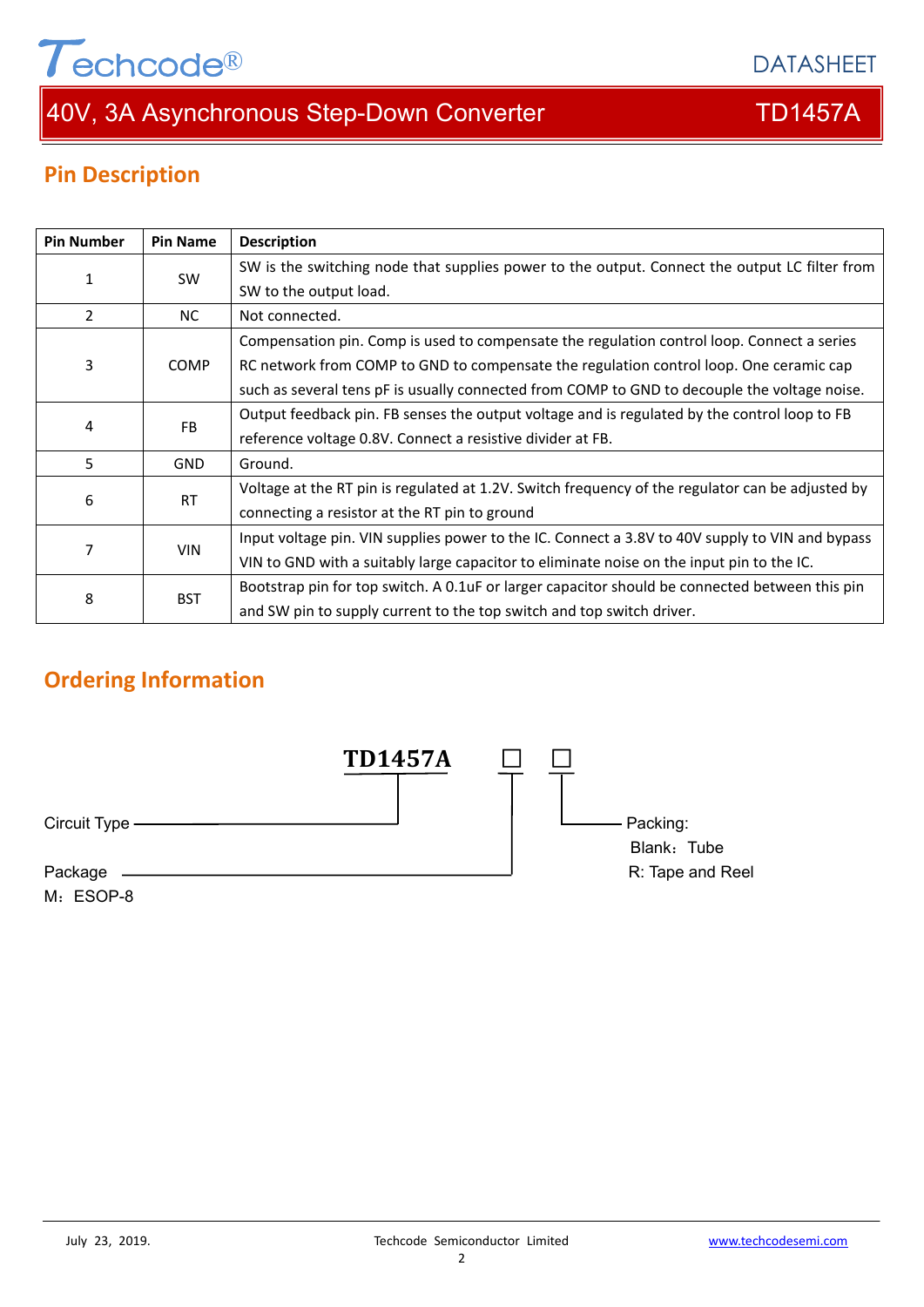## Pin Description

| Pin Number | Pin Name | Description |
|---|---|---|
| 1 | SW | SW is the switching node that supplies power to the output. Connect the output LC filter from SW to the output load. |
| 2 | NC | Not connected. |
| 3 | COMP | Compensation pin. Comp is used to compensate the regulation control loop. Connect a series RC network from COMP to GND to compensate the regulation control loop. One ceramic cap such as several tens pF is usually connected from COMP to GND to decouple the voltage noise. |
| 4 | FB | Output feedback pin. FB senses the output voltage and is regulated by the control loop to FB reference voltage 0.8V. Connect a resistive divider at FB. |
| 5 | GND | Ground. |
| 6 | RT | Voltage at the RT pin is regulated at 1.2V. Switch frequency of the regulator can be adjusted by connecting a resistor at the RT pin to ground |
| 7 | VIN | Input voltage pin. VIN supplies power to the IC. Connect a 3.8V to 40V supply to VIN and bypass VIN to GND with a suitably large capacitor to eliminate noise on the input pin to the IC. |
| 8 | BST | Bootstrap pin for top switch. A 0.1uF or larger capacitor should be connected between this pin and SW pin to supply current to the top switch and top switch driver. |

## Ordering Information

**TD1457A** □ □

- Circuit Type — TD1457A
- Package — M：ESOP-8
- Packing: Blank：Tube; R: Tape and Reel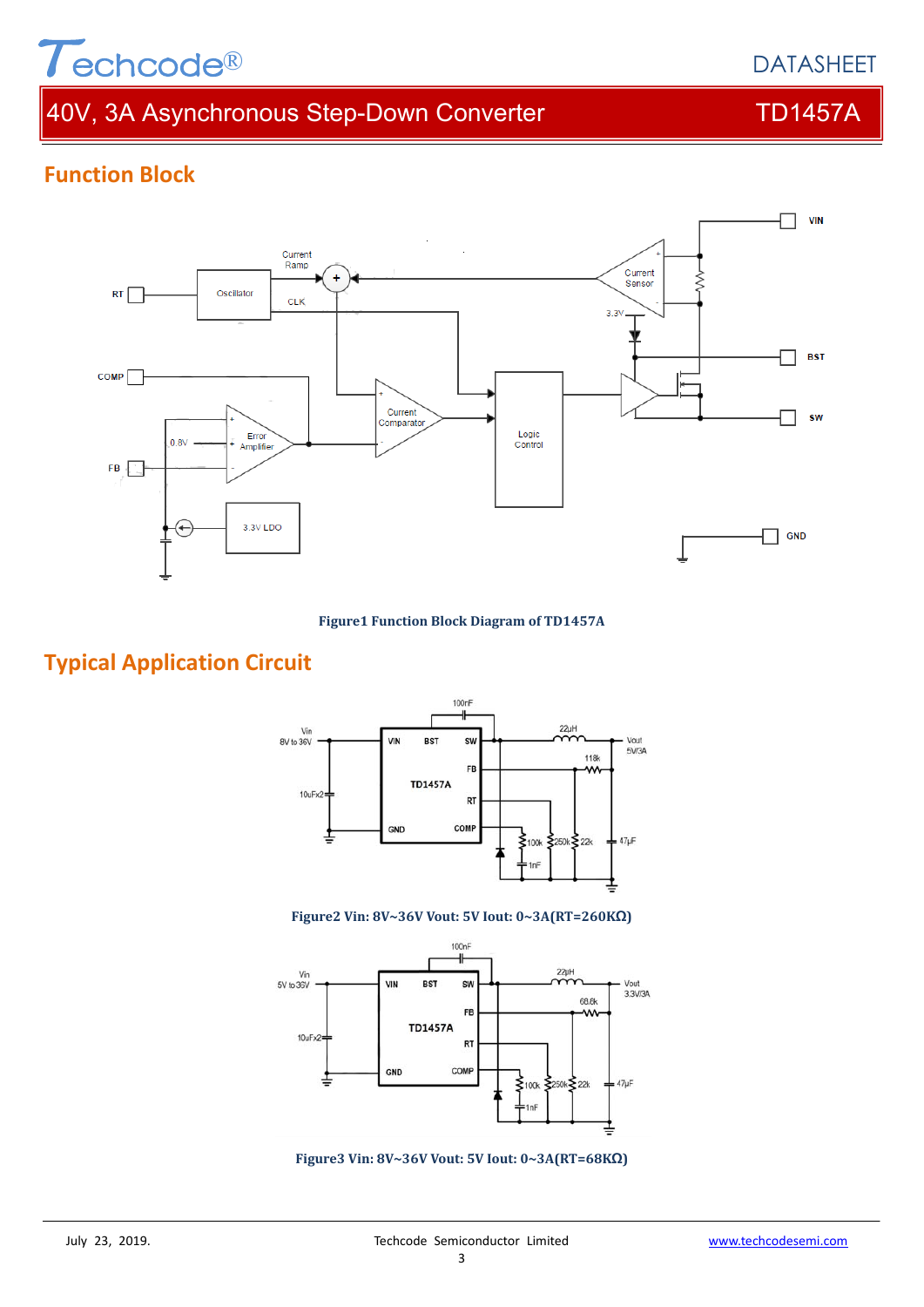## Function Block

Figure1 Function Block Diagram of TD1457A

## Typical Application Circuit

Figure2 Vin: 8V~36V Vout: 5V Iout: 0~3A(RT=260KΩ)

Figure3 Vin: 8V~36V Vout: 5V Iout: 0~3A(RT=68KΩ)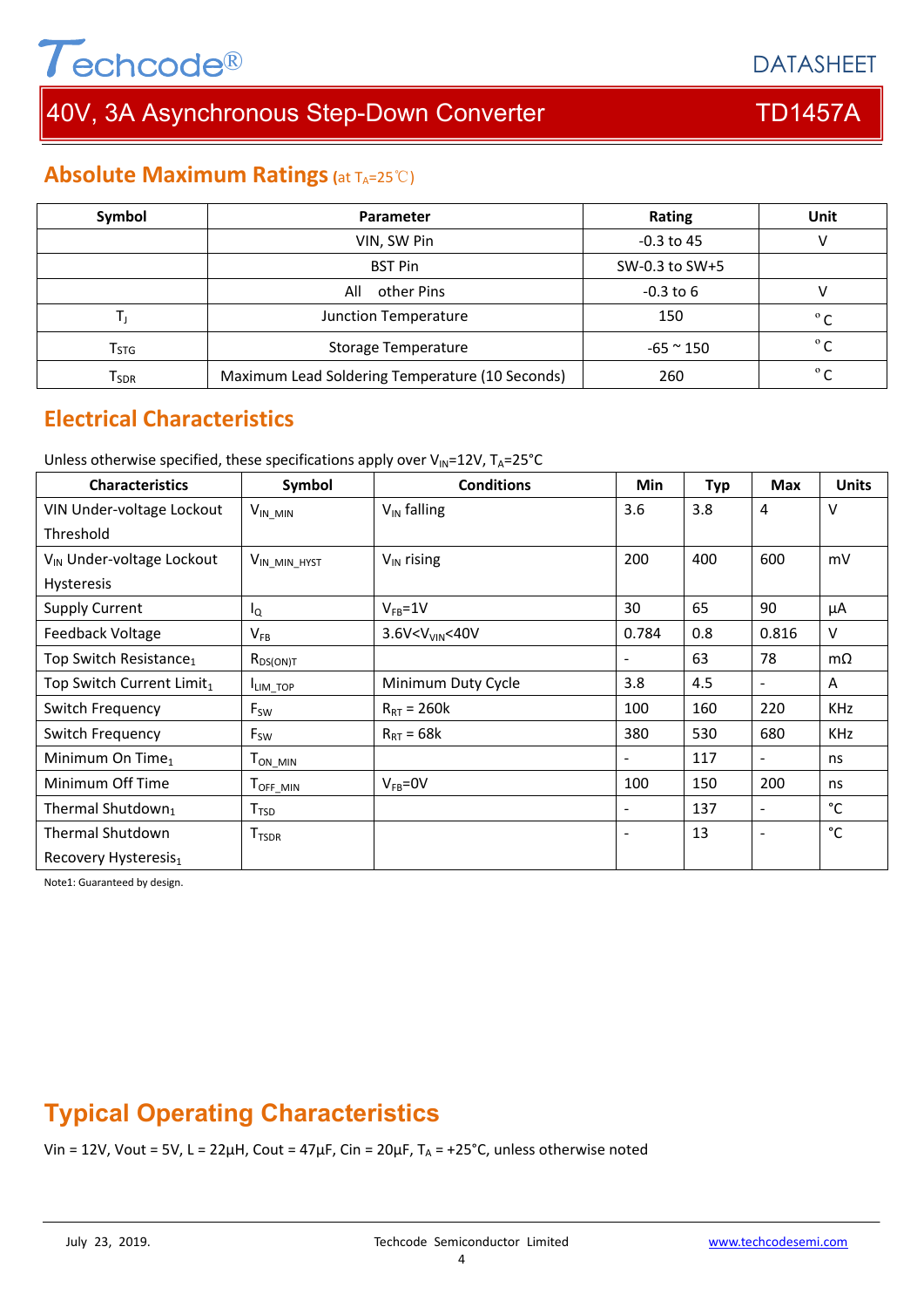## Absolute Maximum Ratings (at $T_A$=25℃)

| Symbol | Parameter | Rating | Unit |
|---|---|---|---|
| | VIN, SW Pin | -0.3 to 45 | V |
| | BST Pin | SW-0.3 to SW+5 | |
| | All other Pins | -0.3 to 6 | V |
| $T_J$ | Junction Temperature | 150 | °C |
| $T_{STG}$ | Storage Temperature | -65 ~ 150 | °C |
| $T_{SDR}$ | Maximum Lead Soldering Temperature (10 Seconds) | 260 | °C |

## Electrical Characteristics

Unless otherwise specified, these specifications apply over $V_{IN}$=12V, $T_A$=25°C

| Characteristics | Symbol | Conditions | Min | Typ | Max | Units |
|---|---|---|---|---|---|---|
| VIN Under-voltage Lockout Threshold | $V_{IN\_MIN}$ | $V_{IN}$ falling | 3.6 | 3.8 | 4 | V |
| $V_{IN}$ Under-voltage Lockout Hysteresis | $V_{IN\_MIN\_HYST}$ | $V_{IN}$ rising | 200 | 400 | 600 | mV |
| Supply Current | $I_Q$ | $V_{FB}$=1V | 30 | 65 | 90 | μA |
| Feedback Voltage | $V_{FB}$ | 3.6V<$V_{VIN}$<40V | 0.784 | 0.8 | 0.816 | V |
| Top Switch Resistance[1] | $R_{DS(ON)T}$ | | - | 63 | 78 | mΩ |
| Top Switch Current Limit[1] | $I_{LIM\_TOP}$ | Minimum Duty Cycle | 3.8 | 4.5 | - | A |
| Switch Frequency | $F_{SW}$ | $R_{RT}$ = 260k | 100 | 160 | 220 | KHz |
| Switch Frequency | $F_{SW}$ | $R_{RT}$ = 68k | 380 | 530 | 680 | KHz |
| Minimum On Time[1] | $T_{ON\_MIN}$ | | - | 117 | - | ns |
| Minimum Off Time | $T_{OFF\_MIN}$ | $V_{FB}$=0V | 100 | 150 | 200 | ns |
| Thermal Shutdown[1] | $T_{TSD}$ | | - | 137 | - | °C |
| Thermal Shutdown Recovery Hysteresis[1] | $T_{TSDR}$ | | - | 13 | - | °C |

Note1: Guaranteed by design.

## Typical Operating Characteristics

Vin = 12V, Vout = 5V, L = 22μH, Cout = 47μF, Cin = 20μF, $T_A$ = +25°C, unless otherwise noted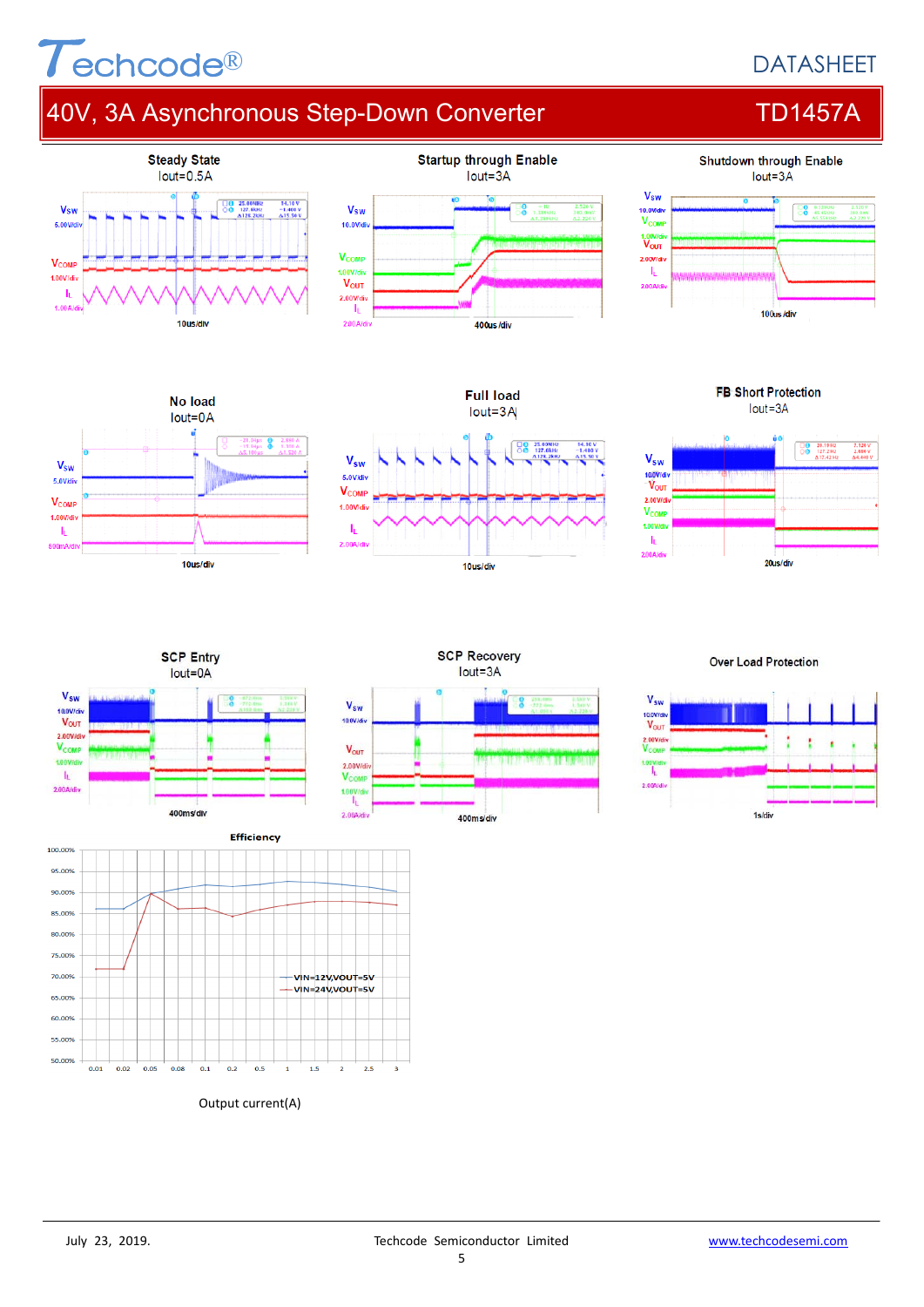Steady State
Iout=0.5A

Startup through Enable
Iout=3A

Shutdown through Enable
Iout=3A

No load
Iout=0A

Full load
Iout=3A

FB Short Protection
Iout=3A

SCP Entry
Iout=0A

SCP Recovery
Iout=3A

Over Load Protection

Efficiency

| Output current(A) | 0.01 | 0.02 | 0.05 | 0.08 | 0.1 | 0.2 | 0.5 | 1 | 1.5 | 2 | 2.5 | 3 |
|---|---|---|---|---|---|---|---|---|---|---|---|---|

— VIN=12V,VOUT=5V
— VIN=24V,VOUT=5V

Output current(A)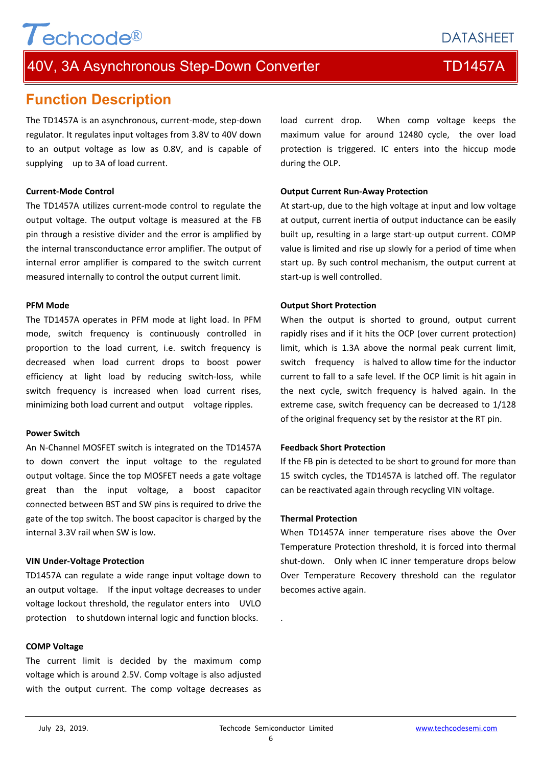## Function Description

The TD1457A is an asynchronous, current-mode, step-down regulator. It regulates input voltages from 3.8V to 40V down to an output voltage as low as 0.8V, and is capable of supplying up to 3A of load current.

### Current-Mode Control

The TD1457A utilizes current-mode control to regulate the output voltage. The output voltage is measured at the FB pin through a resistive divider and the error is amplified by the internal transconductance error amplifier. The output of internal error amplifier is compared to the switch current measured internally to control the output current limit.

### PFM Mode

The TD1457A operates in PFM mode at light load. In PFM mode, switch frequency is continuously controlled in proportion to the load current, i.e. switch frequency is decreased when load current drops to boost power efficiency at light load by reducing switch-loss, while switch frequency is increased when load current rises, minimizing both load current and output voltage ripples.

### Power Switch

An N-Channel MOSFET switch is integrated on the TD1457A to down convert the input voltage to the regulated output voltage. Since the top MOSFET needs a gate voltage great than the input voltage, a boost capacitor connected between BST and SW pins is required to drive the gate of the top switch. The boost capacitor is charged by the internal 3.3V rail when SW is low.

### VIN Under-Voltage Protection

TD1457A can regulate a wide range input voltage down to an output voltage. If the input voltage decreases to under voltage lockout threshold, the regulator enters into UVLO protection to shutdown internal logic and function blocks.

### COMP Voltage

The current limit is decided by the maximum comp voltage which is around 2.5V. Comp voltage is also adjusted with the output current. The comp voltage decreases as load current drop. When comp voltage keeps the maximum value for around 12480 cycle, the over load protection is triggered. IC enters into the hiccup mode during the OLP.

### Output Current Run-Away Protection

At start-up, due to the high voltage at input and low voltage at output, current inertia of output inductance can be easily built up, resulting in a large start-up output current. COMP value is limited and rise up slowly for a period of time when start up. By such control mechanism, the output current at start-up is well controlled.

### Output Short Protection

When the output is shorted to ground, output current rapidly rises and if it hits the OCP (over current protection) limit, which is 1.3A above the normal peak current limit, switch frequency is halved to allow time for the inductor current to fall to a safe level. If the OCP limit is hit again in the next cycle, switch frequency is halved again. In the extreme case, switch frequency can be decreased to 1/128 of the original frequency set by the resistor at the RT pin.

### Feedback Short Protection

If the FB pin is detected to be short to ground for more than 15 switch cycles, the TD1457A is latched off. The regulator can be reactivated again through recycling VIN voltage.

### Thermal Protection

When TD1457A inner temperature rises above the Over Temperature Protection threshold, it is forced into thermal shut-down. Only when IC inner temperature drops below Over Temperature Recovery threshold can the regulator becomes active again.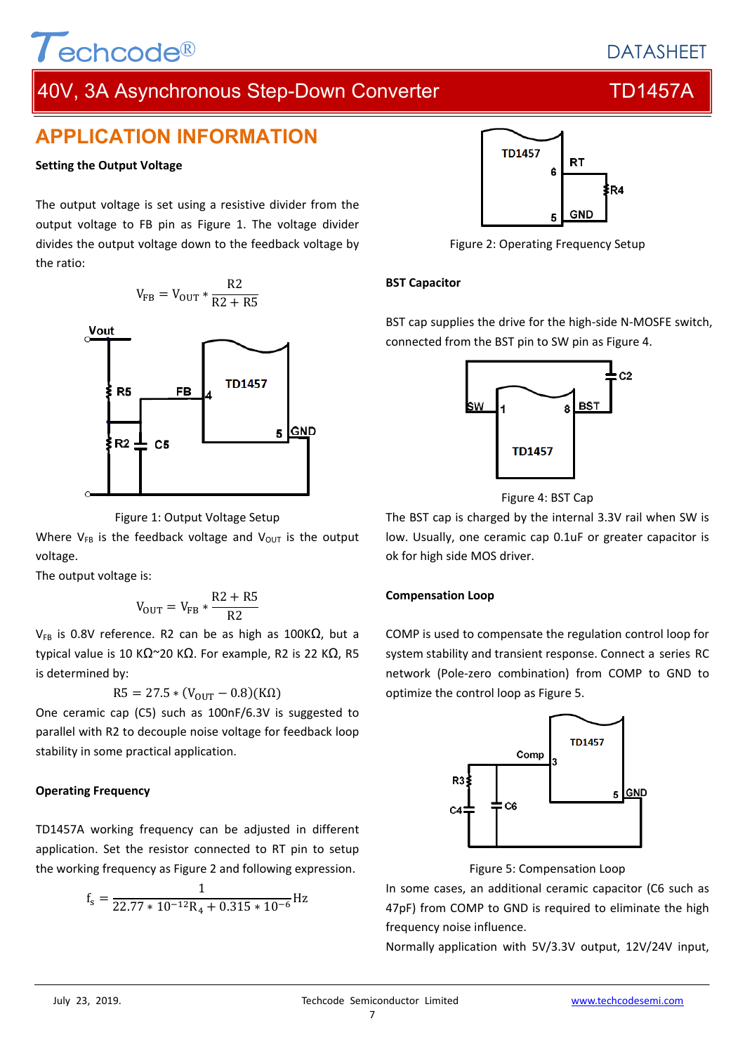## APPLICATION INFORMATION

**Setting the Output Voltage**

The output voltage is set using a resistive divider from the output voltage to FB pin as Figure 1. The voltage divider divides the output voltage down to the feedback voltage by the ratio:

$$V_{FB} = V_{OUT} * \frac{R2}{R2 + R5}$$

Figure 1: Output Voltage Setup

Where $V_{FB}$ is the feedback voltage and $V_{OUT}$ is the output voltage.

The output voltage is:

$$V_{OUT} = V_{FB} * \frac{R2 + R5}{R2}$$

$V_{FB}$ is 0.8V reference. R2 can be as high as 100KΩ, but a typical value is 10 KΩ~20 KΩ. For example, R2 is 22 KΩ, R5 is determined by:

$$R5 = 27.5 * (V_{OUT} - 0.8)(K\Omega)$$

One ceramic cap (C5) such as 100nF/6.3V is suggested to parallel with R2 to decouple noise voltage for feedback loop stability in some practical application.

**Operating Frequency**

TD1457A working frequency can be adjusted in different application. Set the resistor connected to RT pin to setup the working frequency as Figure 2 and following expression.

$$f_s = \frac{1}{22.77 * 10^{-12} R_4 + 0.315 * 10^{-6}} Hz$$

Figure 2: Operating Frequency Setup

**BST Capacitor**

BST cap supplies the drive for the high-side N-MOSFE switch, connected from the BST pin to SW pin as Figure 4.

Figure 4: BST Cap

The BST cap is charged by the internal 3.3V rail when SW is low. Usually, one ceramic cap 0.1uF or greater capacitor is ok for high side MOS driver.

**Compensation Loop**

COMP is used to compensate the regulation control loop for system stability and transient response. Connect a series RC network (Pole-zero combination) from COMP to GND to optimize the control loop as Figure 5.

Figure 5: Compensation Loop

In some cases, an additional ceramic capacitor (C6 such as 47pF) from COMP to GND is required to eliminate the high frequency noise influence.

Normally application with 5V/3.3V output, 12V/24V input,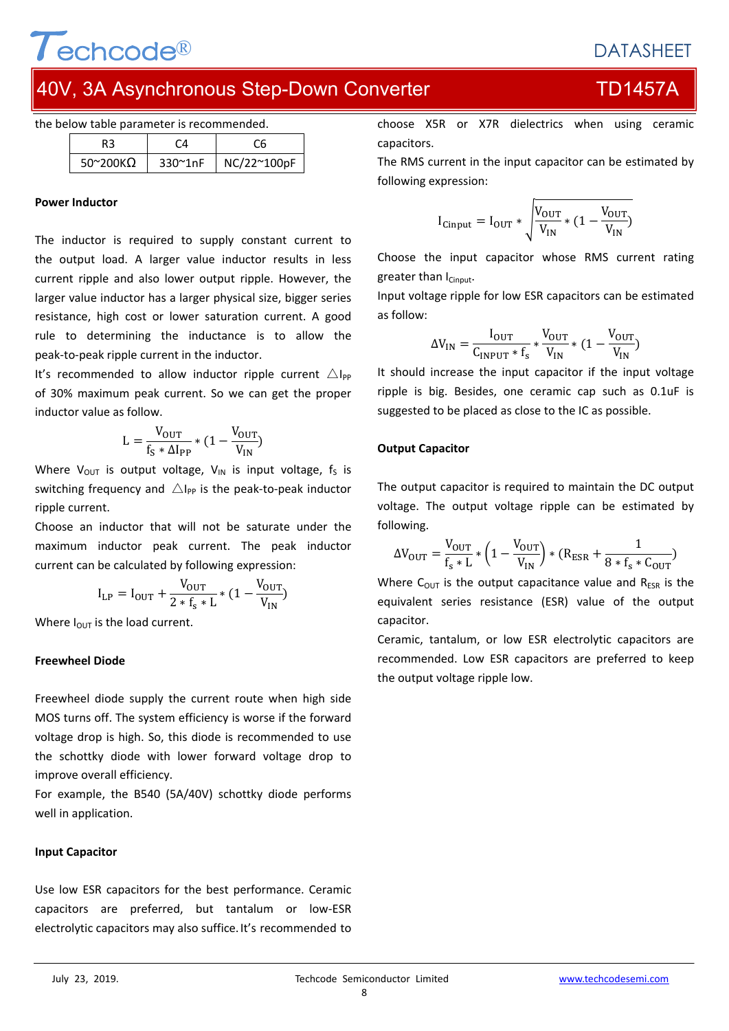the below table parameter is recommended.

| R3 | C4 | C6 |
| --- | --- | --- |
| 50~200KΩ | 330~1nF | NC/22~100pF |

**Power Inductor**

The inductor is required to supply constant current to the output load. A larger value inductor results in less current ripple and also lower output ripple. However, the larger value inductor has a larger physical size, bigger series resistance, high cost or lower saturation current. A good rule to determining the inductance is to allow the peak-to-peak ripple current in the inductor.

It's recommended to allow inductor ripple current $\triangle I_{PP}$ of 30% maximum peak current. So we can get the proper inductor value as follow.

$$L = \frac{V_{OUT}}{f_S * \Delta I_{PP}} * (1 - \frac{V_{OUT}}{V_{IN}})$$

Where $V_{OUT}$ is output voltage, $V_{IN}$ is input voltage, $f_S$ is switching frequency and $\triangle I_{PP}$ is the peak-to-peak inductor ripple current.

Choose an inductor that will not be saturate under the maximum inductor peak current. The peak inductor current can be calculated by following expression:

$$I_{LP} = I_{OUT} + \frac{V_{OUT}}{2 * f_s * L} * (1 - \frac{V_{OUT}}{V_{IN}})$$

Where $I_{OUT}$ is the load current.

**Freewheel Diode**

Freewheel diode supply the current route when high side MOS turns off. The system efficiency is worse if the forward voltage drop is high. So, this diode is recommended to use the schottky diode with lower forward voltage drop to improve overall efficiency.

For example, the B540 (5A/40V) schottky diode performs well in application.

**Input Capacitor**

Use low ESR capacitors for the best performance. Ceramic capacitors are preferred, but tantalum or low-ESR electrolytic capacitors may also suffice. It's recommended to choose X5R or X7R dielectrics when using ceramic capacitors.

The RMS current in the input capacitor can be estimated by following expression:

$$I_{Cinput} = I_{OUT} * \sqrt{\frac{V_{OUT}}{V_{IN}} * (1 - \frac{V_{OUT}}{V_{IN}})}$$

Choose the input capacitor whose RMS current rating greater than $I_{Cinput}$.

Input voltage ripple for low ESR capacitors can be estimated as follow:

$$\Delta V_{IN} = \frac{I_{OUT}}{C_{INPUT} * f_s} * \frac{V_{OUT}}{V_{IN}} * (1 - \frac{V_{OUT}}{V_{IN}})$$

It should increase the input capacitor if the input voltage ripple is big. Besides, one ceramic cap such as 0.1uF is suggested to be placed as close to the IC as possible.

**Output Capacitor**

The output capacitor is required to maintain the DC output voltage. The output voltage ripple can be estimated by following.

$$\Delta V_{OUT} = \frac{V_{OUT}}{f_s * L} * \left(1 - \frac{V_{OUT}}{V_{IN}}\right) * (R_{ESR} + \frac{1}{8 * f_s * C_{OUT}})$$

Where $C_{OUT}$ is the output capacitance value and $R_{ESR}$ is the equivalent series resistance (ESR) value of the output capacitor.

Ceramic, tantalum, or low ESR electrolytic capacitors are recommended. Low ESR capacitors are preferred to keep the output voltage ripple low.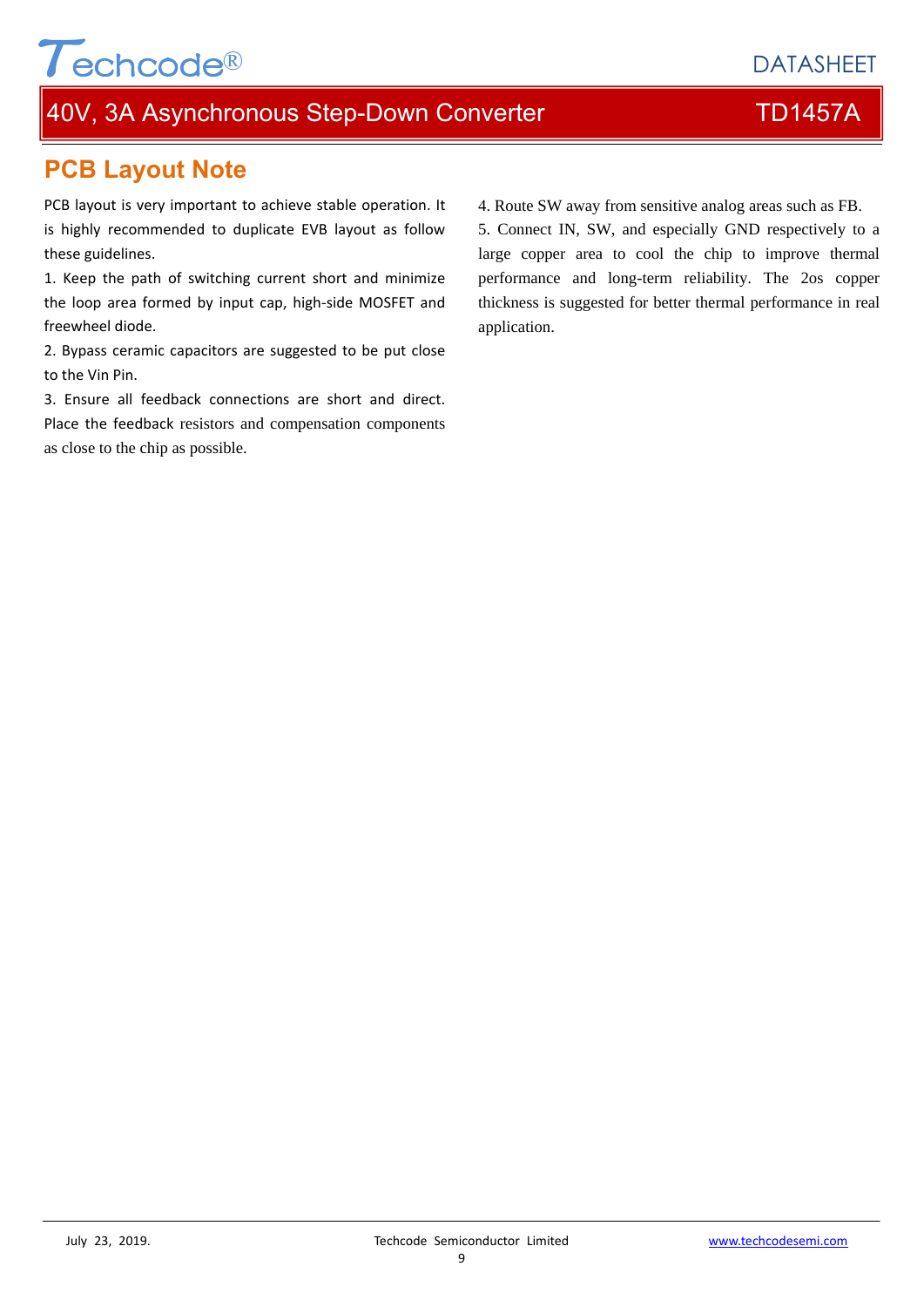## PCB Layout Note

PCB layout is very important to achieve stable operation. It is highly recommended to duplicate EVB layout as follow these guidelines.

1. Keep the path of switching current short and minimize the loop area formed by input cap, high-side MOSFET and freewheel diode.
2. Bypass ceramic capacitors are suggested to be put close to the Vin Pin.
3. Ensure all feedback connections are short and direct. Place the feedback resistors and compensation components as close to the chip as possible.
4. Route SW away from sensitive analog areas such as FB.
5. Connect IN, SW, and especially GND respectively to a large copper area to cool the chip to improve thermal performance and long-term reliability. The 2os copper thickness is suggested for better thermal performance in real application.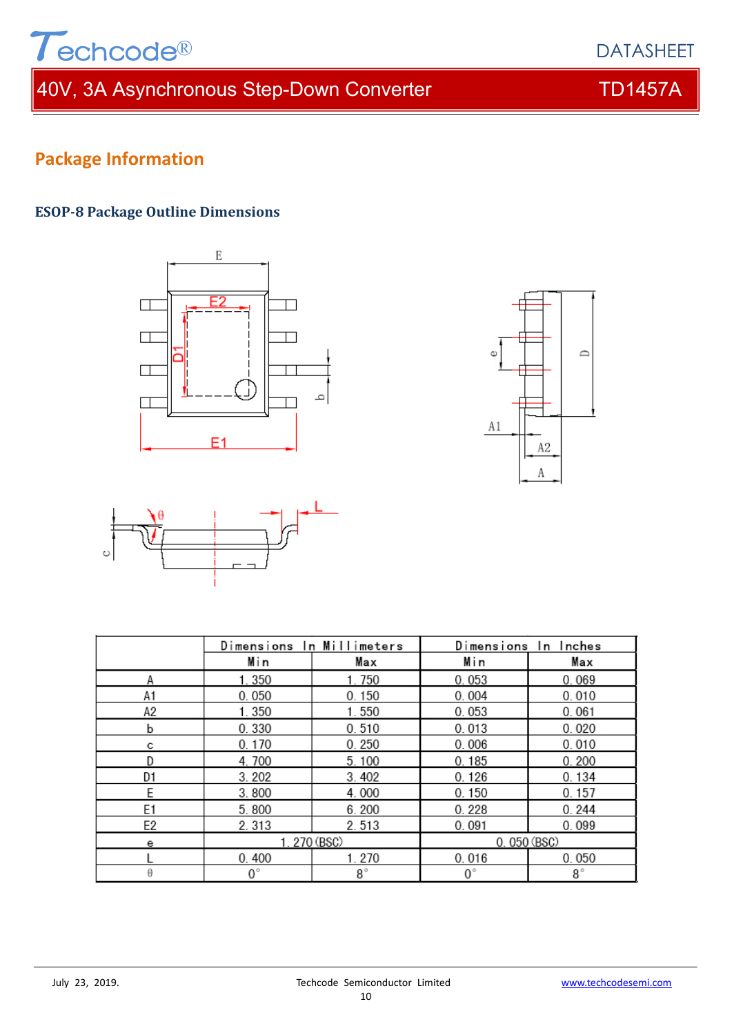## Package Information

### ESOP-8 Package Outline Dimensions

| | Dimensions In Millimeters | | Dimensions In Inches | |
|---|---|---|---|---|
| | Min | Max | Min | Max |
| A | 1.350 | 1.750 | 0.053 | 0.069 |
| A1 | 0.050 | 0.150 | 0.004 | 0.010 |
| A2 | 1.350 | 1.550 | 0.053 | 0.061 |
| b | 0.330 | 0.510 | 0.013 | 0.020 |
| c | 0.170 | 0.250 | 0.006 | 0.010 |
| D | 4.700 | 5.100 | 0.185 | 0.200 |
| D1 | 3.202 | 3.402 | 0.126 | 0.134 |
| E | 3.800 | 4.000 | 0.150 | 0.157 |
| E1 | 5.800 | 6.200 | 0.228 | 0.244 |
| E2 | 2.313 | 2.513 | 0.091 | 0.099 |
| e | 1.270 (BSC) | | 0.050 (BSC) | |
| L | 0.400 | 1.270 | 0.016 | 0.050 |
| θ | 0° | 8° | 0° | 8° |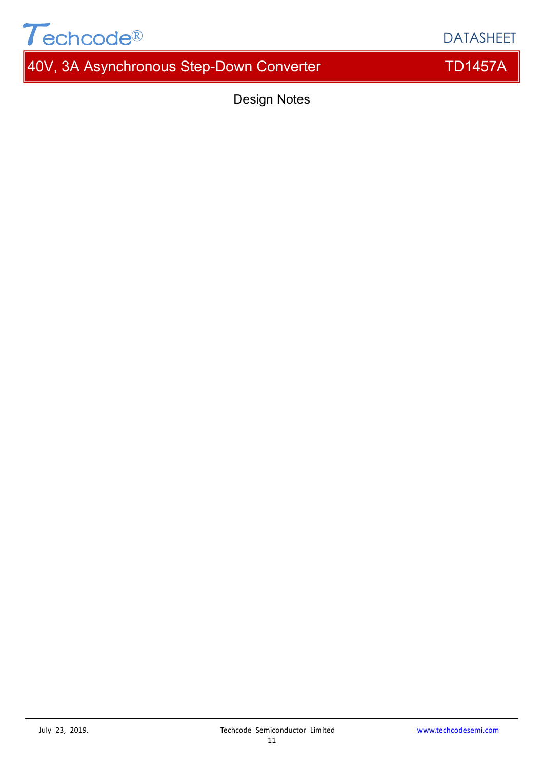Design Notes